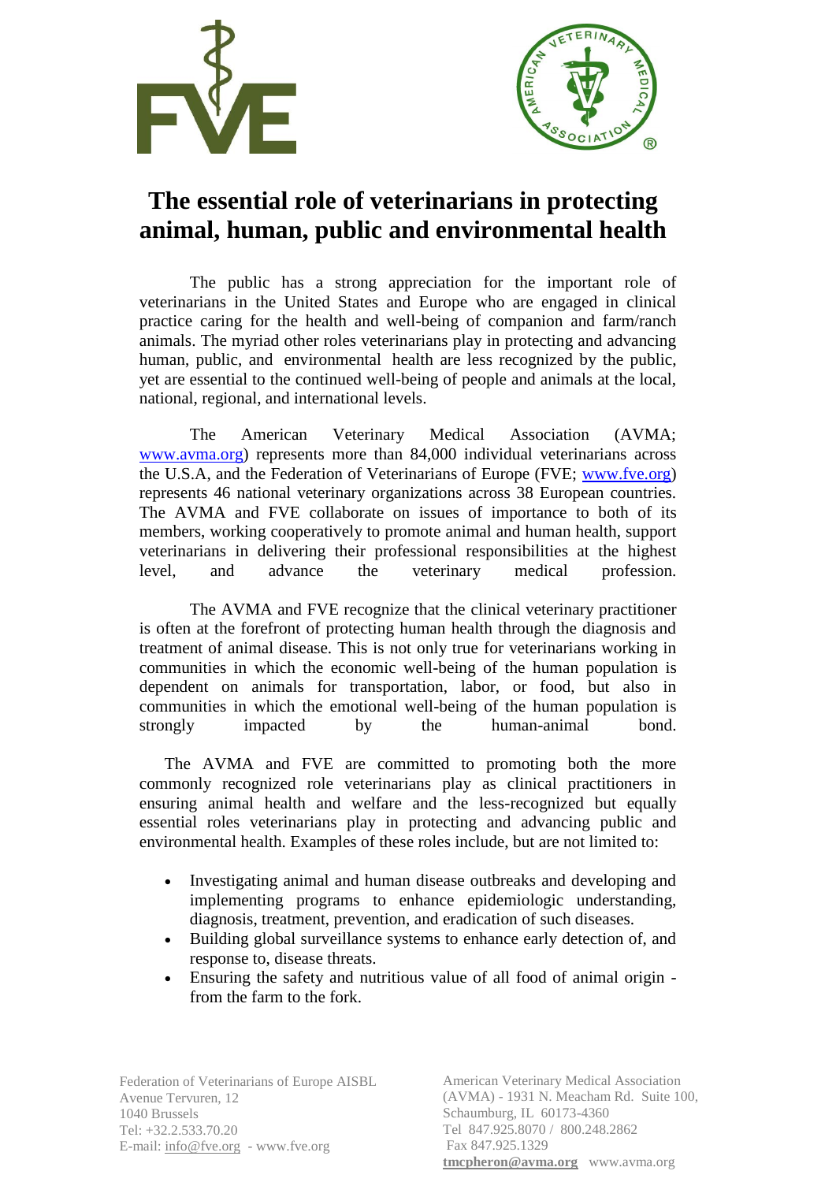# The essential role of veterinarians in protecting animal, human, public and environmental health

The public has a strong appreciation for the important role of veterinarians in the United States and Europe who are engaged in clinical practice caring for the health and well-being of companion and farm/ranch animals. The myriad other roles veterinarians play in protecting and advancing human, public, and environmental health are less recognized by the public, yet are essential to the continued well-being of people and animals at the local, national, regional, and international levels.

The American Veterinary Medical Association (AVMA; www.avma.org) represents more than 84,000 individual veterinarians across the U.S.A, and the Federation of Veterinarians of Europe (FVE; www.fve.org) represents 46 national veterinary organizations across 38 European countries. The AVMA and FVE collaborate on issues of importance to both of its members, working cooperatively to promote animal and human health, support veterinarians in delivering their professional responsibilities at the highest level, and advance the veterinary medical profession.

The AVMA and FVE recognize that the clinical veterinary practitioner is often at the forefront of protecting human health through the diagnosis and treatment of animal disease. This is not only true for veterinarians working in communities in which the economic well-being of the human population is dependent on animals for transportation, labor, or food, but also in communities in which the emotional well-being of the human population is strongly impacted by the human-animal bond.

The AVMA and FVE are committed to promoting both the more commonly recognized role veterinarians play as clinical practitioners in ensuring animal health and welfare and the less-recognized but equally essential roles veterinarians play in protecting and advancing public and environmental health. Examples of these roles include, but are not limited to:

- Investigating animal and human disease outbreaks and developing and implementing programs to enhance epidemiologic understanding, diagnosis, treatment, prevention, and eradication of such diseases.
- Building global surveillance systems to enhance early detection of, and response to, disease threats.
- Ensuring the safety and nutritious value of all food of animal origin - from the farm to the fork.

Federation of Veterinarians of Europe AISBL
Avenue Tervuren, 12
1040 Brussels
Tel: +32.2.533.70.20
E-mail: info@fve.org - www.fve.org

American Veterinary Medical Association (AVMA) - 1931 N. Meacham Rd. Suite 100, Schaumburg, IL 60173-4360
Tel 847.925.8070 / 800.248.2862
Fax 847.925.1329
**tmcpheron@avma.org** www.avma.org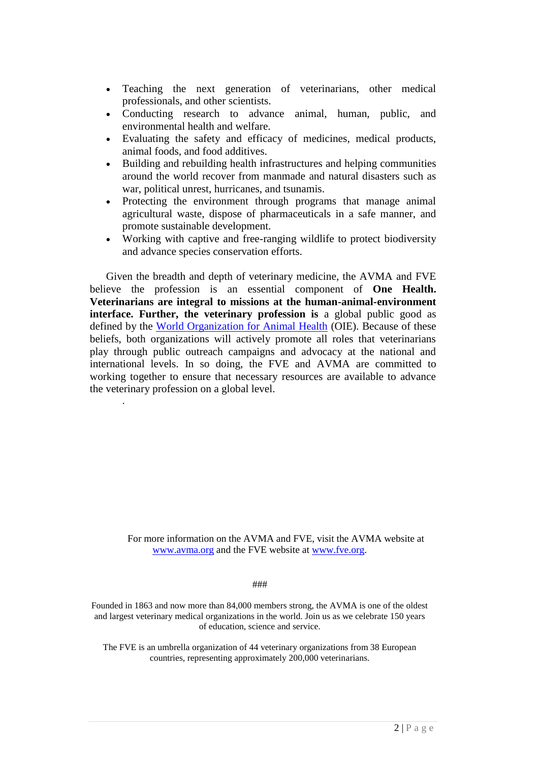- Teaching the next generation of veterinarians, other medical professionals, and other scientists.
- Conducting research to advance animal, human, public, and environmental health and welfare.
- Evaluating the safety and efficacy of medicines, medical products, animal foods, and food additives.
- Building and rebuilding health infrastructures and helping communities around the world recover from manmade and natural disasters such as war, political unrest, hurricanes, and tsunamis.
- Protecting the environment through programs that manage animal agricultural waste, dispose of pharmaceuticals in a safe manner, and promote sustainable development.
- Working with captive and free-ranging wildlife to protect biodiversity and advance species conservation efforts.

Given the breadth and depth of veterinary medicine, the AVMA and FVE believe the profession is an essential component of **One Health. Veterinarians are integral to missions at the human-animal-environment interface. Further, the veterinary profession is** a global public good as defined by the [World Organization for Animal Health](#) (OIE). Because of these beliefs, both organizations will actively promote all roles that veterinarians play through public outreach campaigns and advocacy at the national and international levels. In so doing, the FVE and AVMA are committed to working together to ensure that necessary resources are available to advance the veterinary profession on a global level.

.

For more information on the AVMA and FVE, visit the AVMA website at [www.avma.org](http://www.avma.org) and the FVE website at [www.fve.org](http://www.fve.org).

###

Founded in 1863 and now more than 84,000 members strong, the AVMA is one of the oldest and largest veterinary medical organizations in the world. Join us as we celebrate 150 years of education, science and service.

The FVE is an umbrella organization of 44 veterinary organizations from 38 European countries, representing approximately 200,000 veterinarians.